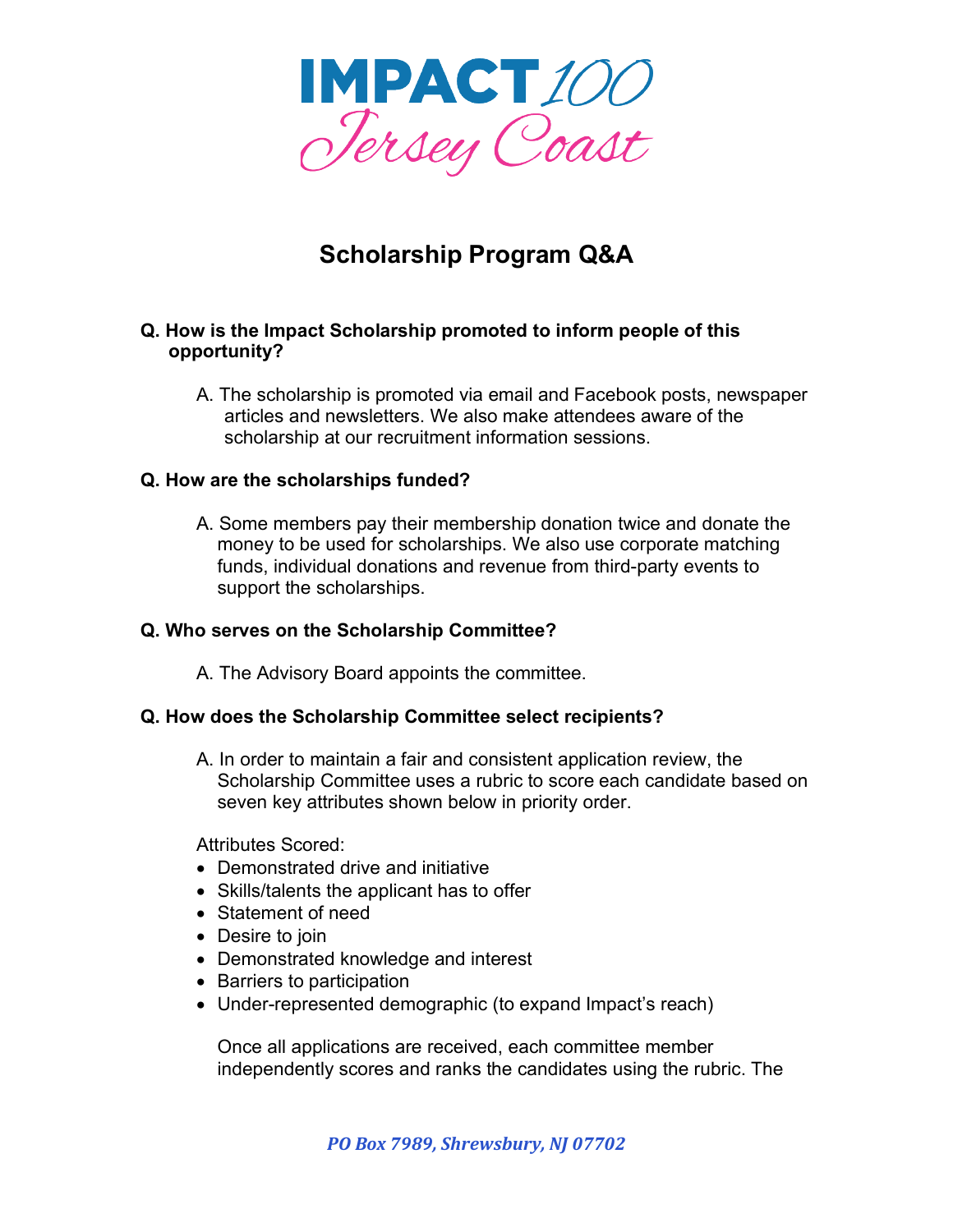IMPACT 100 Jersey Coast

# Scholarship Program Q&A

**Q. How is the Impact Scholarship promoted to inform people of this opportunity?**

A. The scholarship is promoted via email and Facebook posts, newspaper articles and newsletters. We also make attendees aware of the scholarship at our recruitment information sessions.

**Q. How are the scholarships funded?**

A. Some members pay their membership donation twice and donate the money to be used for scholarships. We also use corporate matching funds, individual donations and revenue from third-party events to support the scholarships.

**Q. Who serves on the Scholarship Committee?**

A. The Advisory Board appoints the committee.

**Q. How does the Scholarship Committee select recipients?**

A. In order to maintain a fair and consistent application review, the Scholarship Committee uses a rubric to score each candidate based on seven key attributes shown below in priority order.

Attributes Scored:

- Demonstrated drive and initiative
- Skills/talents the applicant has to offer
- Statement of need
- Desire to join
- Demonstrated knowledge and interest
- Barriers to participation
- Under-represented demographic (to expand Impact's reach)

Once all applications are received, each committee member independently scores and ranks the candidates using the rubric. The

*PO Box 7989, Shrewsbury, NJ 07702*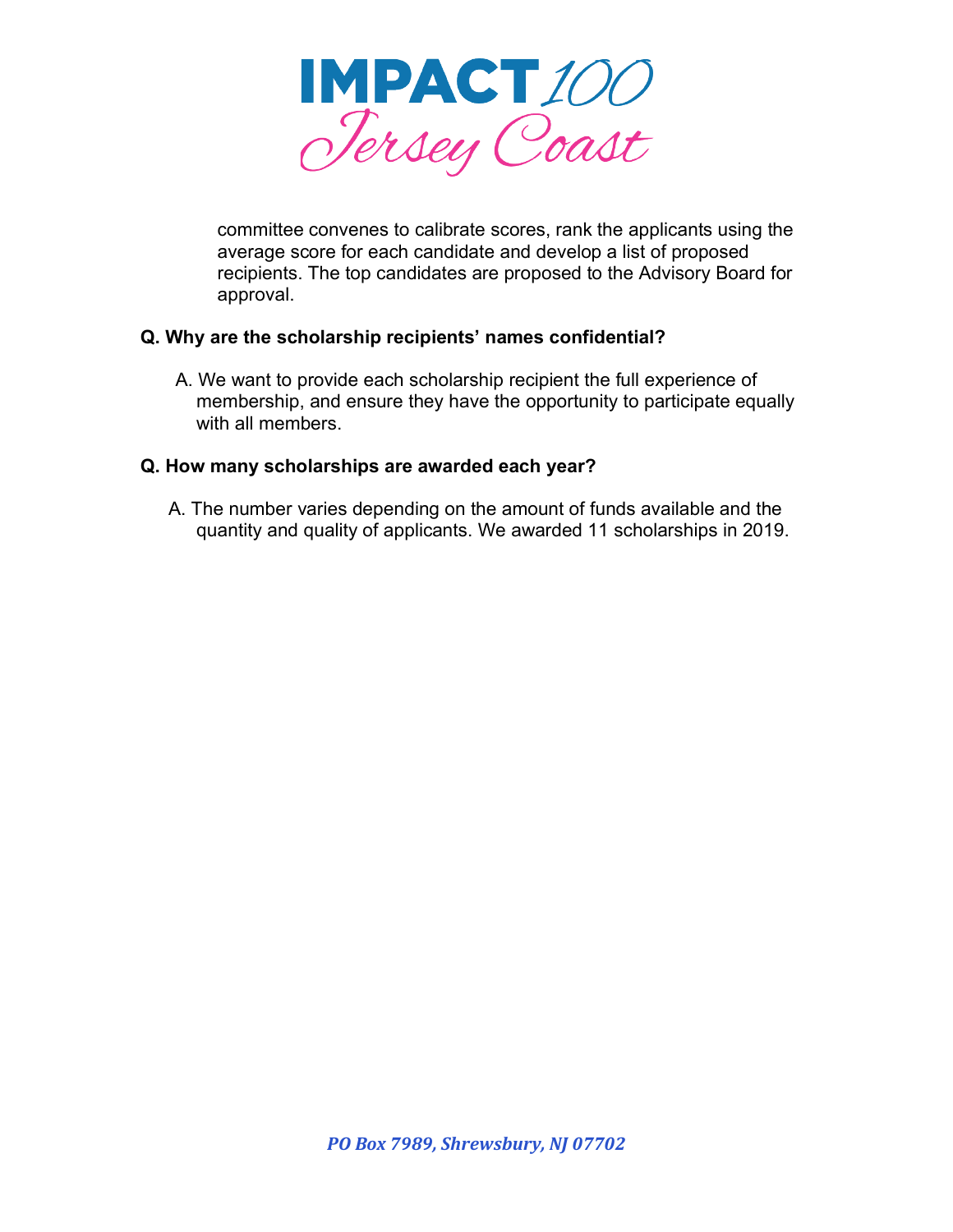committee convenes to calibrate scores, rank the applicants using the average score for each candidate and develop a list of proposed recipients. The top candidates are proposed to the Advisory Board for approval.

**Q. Why are the scholarship recipients' names confidential?**

A. We want to provide each scholarship recipient the full experience of membership, and ensure they have the opportunity to participate equally with all members.

**Q. How many scholarships are awarded each year?**

A. The number varies depending on the amount of funds available and the quantity and quality of applicants. We awarded 11 scholarships in 2019.